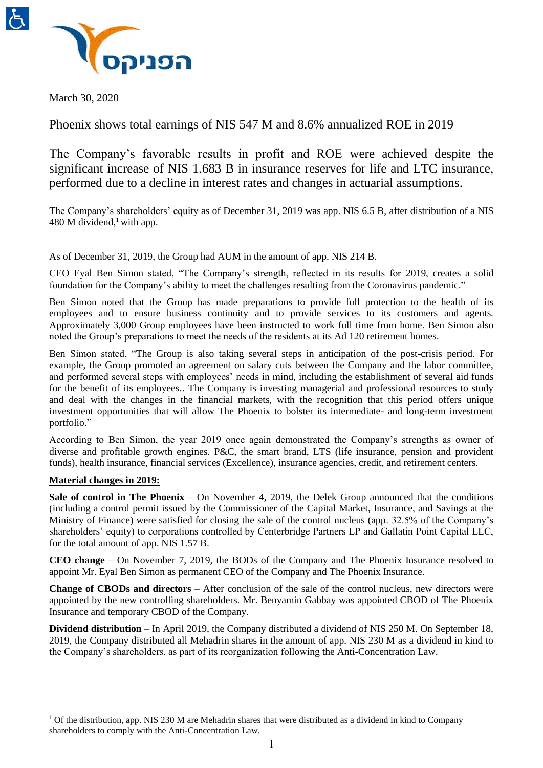March 30, 2020

# Phoenix shows total earnings of NIS 547 M and 8.6% annualized ROE in 2019

## The Company's favorable results in profit and ROE were achieved despite the significant increase of NIS 1.683 B in insurance reserves for life and LTC insurance, performed due to a decline in interest rates and changes in actuarial assumptions.

The Company's shareholders' equity as of December 31, 2019 was app. NIS 6.5 B, after distribution of a NIS 480 M dividend,[1] with app.

As of December 31, 2019, the Group had AUM in the amount of app. NIS 214 B.

CEO Eyal Ben Simon stated, "The Company's strength, reflected in its results for 2019, creates a solid foundation for the Company's ability to meet the challenges resulting from the Coronavirus pandemic."

Ben Simon noted that the Group has made preparations to provide full protection to the health of its employees and to ensure business continuity and to provide services to its customers and agents. Approximately 3,000 Group employees have been instructed to work full time from home. Ben Simon also noted the Group's preparations to meet the needs of the residents at its Ad 120 retirement homes.

Ben Simon stated, "The Group is also taking several steps in anticipation of the post-crisis period. For example, the Group promoted an agreement on salary cuts between the Company and the labor committee, and performed several steps with employees' needs in mind, including the establishment of several aid funds for the benefit of its employees.. The Company is investing managerial and professional resources to study and deal with the changes in the financial markets, with the recognition that this period offers unique investment opportunities that will allow The Phoenix to bolster its intermediate- and long-term investment portfolio."

According to Ben Simon, the year 2019 once again demonstrated the Company's strengths as owner of diverse and profitable growth engines. P&C, the smart brand, LTS (life insurance, pension and provident funds), health insurance, financial services (Excellence), insurance agencies, credit, and retirement centers.

**Material changes in 2019:**

**Sale of control in The Phoenix** – On November 4, 2019, the Delek Group announced that the conditions (including a control permit issued by the Commissioner of the Capital Market, Insurance, and Savings at the Ministry of Finance) were satisfied for closing the sale of the control nucleus (app. 32.5% of the Company's shareholders' equity) to corporations controlled by Centerbridge Partners LP and Gallatin Point Capital LLC, for the total amount of app. NIS 1.57 B.

**CEO change** – On November 7, 2019, the BODs of the Company and The Phoenix Insurance resolved to appoint Mr. Eyal Ben Simon as permanent CEO of the Company and The Phoenix Insurance.

**Change of CBODs and directors** – After conclusion of the sale of the control nucleus, new directors were appointed by the new controlling shareholders. Mr. Benyamin Gabbay was appointed CBOD of The Phoenix Insurance and temporary CBOD of the Company.

**Dividend distribution** – In April 2019, the Company distributed a dividend of NIS 250 M. On September 18, 2019, the Company distributed all Mehadrin shares in the amount of app. NIS 230 M as a dividend in kind to the Company's shareholders, as part of its reorganization following the Anti-Concentration Law.

[1] Of the distribution, app. NIS 230 M are Mehadrin shares that were distributed as a dividend in kind to Company shareholders to comply with the Anti-Concentration Law.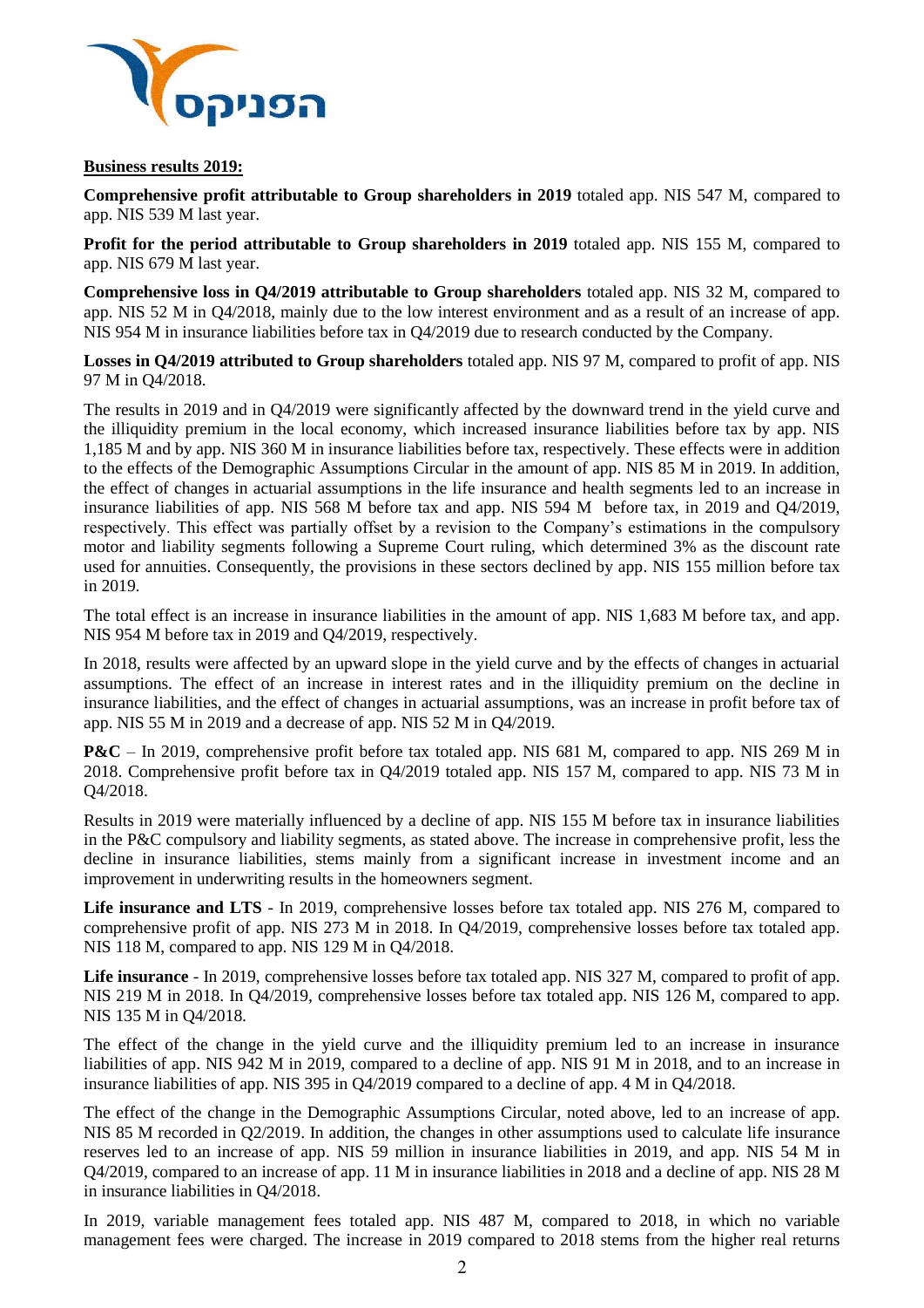**Business results 2019:**

**Comprehensive profit attributable to Group shareholders in 2019** totaled app. NIS 547 M, compared to app. NIS 539 M last year.

**Profit for the period attributable to Group shareholders in 2019** totaled app. NIS 155 M, compared to app. NIS 679 M last year.

**Comprehensive loss in Q4/2019 attributable to Group shareholders** totaled app. NIS 32 M, compared to app. NIS 52 M in Q4/2018, mainly due to the low interest environment and as a result of an increase of app. NIS 954 M in insurance liabilities before tax in Q4/2019 due to research conducted by the Company.

**Losses in Q4/2019 attributed to Group shareholders** totaled app. NIS 97 M, compared to profit of app. NIS 97 M in Q4/2018.

The results in 2019 and in Q4/2019 were significantly affected by the downward trend in the yield curve and the illiquidity premium in the local economy, which increased insurance liabilities before tax by app. NIS 1,185 M and by app. NIS 360 M in insurance liabilities before tax, respectively. These effects were in addition to the effects of the Demographic Assumptions Circular in the amount of app. NIS 85 M in 2019. In addition, the effect of changes in actuarial assumptions in the life insurance and health segments led to an increase in insurance liabilities of app. NIS 568 M before tax and app. NIS 594 M before tax, in 2019 and Q4/2019, respectively. This effect was partially offset by a revision to the Company's estimations in the compulsory motor and liability segments following a Supreme Court ruling, which determined 3% as the discount rate used for annuities. Consequently, the provisions in these sectors declined by app. NIS 155 million before tax in 2019.

The total effect is an increase in insurance liabilities in the amount of app. NIS 1,683 M before tax, and app. NIS 954 M before tax in 2019 and Q4/2019, respectively.

In 2018, results were affected by an upward slope in the yield curve and by the effects of changes in actuarial assumptions. The effect of an increase in interest rates and in the illiquidity premium on the decline in insurance liabilities, and the effect of changes in actuarial assumptions, was an increase in profit before tax of app. NIS 55 M in 2019 and a decrease of app. NIS 52 M in Q4/2019.

**P&C** – In 2019, comprehensive profit before tax totaled app. NIS 681 M, compared to app. NIS 269 M in 2018. Comprehensive profit before tax in Q4/2019 totaled app. NIS 157 M, compared to app. NIS 73 M in Q4/2018.

Results in 2019 were materially influenced by a decline of app. NIS 155 M before tax in insurance liabilities in the P&C compulsory and liability segments, as stated above. The increase in comprehensive profit, less the decline in insurance liabilities, stems mainly from a significant increase in investment income and an improvement in underwriting results in the homeowners segment.

**Life insurance and LTS** - In 2019, comprehensive losses before tax totaled app. NIS 276 M, compared to comprehensive profit of app. NIS 273 M in 2018. In Q4/2019, comprehensive losses before tax totaled app. NIS 118 M, compared to app. NIS 129 M in Q4/2018.

**Life insurance** - In 2019, comprehensive losses before tax totaled app. NIS 327 M, compared to profit of app. NIS 219 M in 2018. In Q4/2019, comprehensive losses before tax totaled app. NIS 126 M, compared to app. NIS 135 M in Q4/2018.

The effect of the change in the yield curve and the illiquidity premium led to an increase in insurance liabilities of app. NIS 942 M in 2019, compared to a decline of app. NIS 91 M in 2018, and to an increase in insurance liabilities of app. NIS 395 in Q4/2019 compared to a decline of app. 4 M in Q4/2018.

The effect of the change in the Demographic Assumptions Circular, noted above, led to an increase of app. NIS 85 M recorded in Q2/2019. In addition, the changes in other assumptions used to calculate life insurance reserves led to an increase of app. NIS 59 million in insurance liabilities in 2019, and app. NIS 54 M in Q4/2019, compared to an increase of app. 11 M in insurance liabilities in 2018 and a decline of app. NIS 28 M in insurance liabilities in Q4/2018.

In 2019, variable management fees totaled app. NIS 487 M, compared to 2018, in which no variable management fees were charged. The increase in 2019 compared to 2018 stems from the higher real returns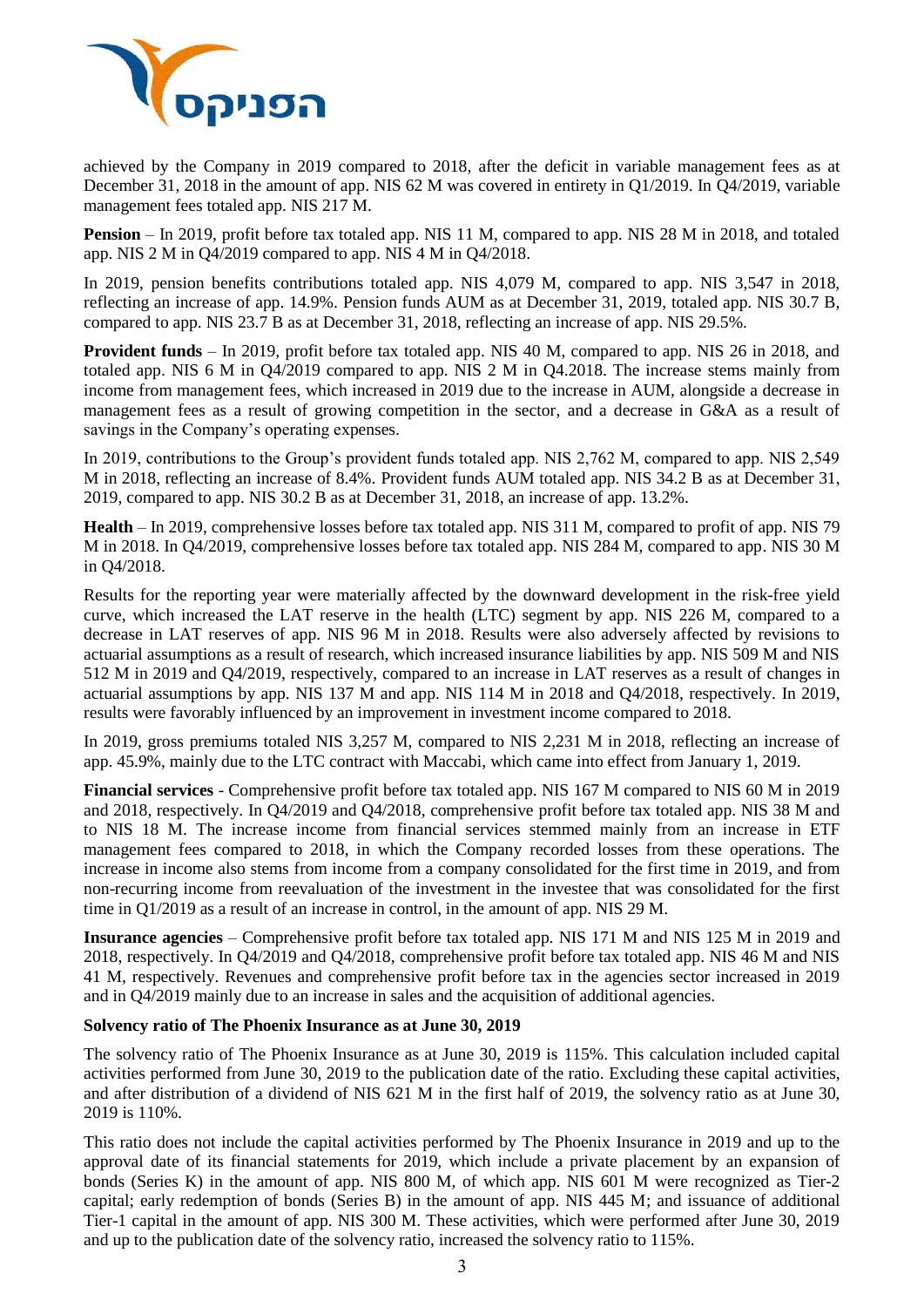achieved by the Company in 2019 compared to 2018, after the deficit in variable management fees as at December 31, 2018 in the amount of app. NIS 62 M was covered in entirety in Q1/2019. In Q4/2019, variable management fees totaled app. NIS 217 M.

**Pension** – In 2019, profit before tax totaled app. NIS 11 M, compared to app. NIS 28 M in 2018, and totaled app. NIS 2 M in Q4/2019 compared to app. NIS 4 M in Q4/2018.

In 2019, pension benefits contributions totaled app. NIS 4,079 M, compared to app. NIS 3,547 in 2018, reflecting an increase of app. 14.9%. Pension funds AUM as at December 31, 2019, totaled app. NIS 30.7 B, compared to app. NIS 23.7 B as at December 31, 2018, reflecting an increase of app. NIS 29.5%.

**Provident funds** – In 2019, profit before tax totaled app. NIS 40 M, compared to app. NIS 26 in 2018, and totaled app. NIS 6 M in Q4/2019 compared to app. NIS 2 M in Q4.2018. The increase stems mainly from income from management fees, which increased in 2019 due to the increase in AUM, alongside a decrease in management fees as a result of growing competition in the sector, and a decrease in G&A as a result of savings in the Company's operating expenses.

In 2019, contributions to the Group's provident funds totaled app. NIS 2,762 M, compared to app. NIS 2,549 M in 2018, reflecting an increase of 8.4%. Provident funds AUM totaled app. NIS 34.2 B as at December 31, 2019, compared to app. NIS 30.2 B as at December 31, 2018, an increase of app. 13.2%.

**Health** – In 2019, comprehensive losses before tax totaled app. NIS 311 M, compared to profit of app. NIS 79 M in 2018. In Q4/2019, comprehensive losses before tax totaled app. NIS 284 M, compared to app. NIS 30 M in Q4/2018.

Results for the reporting year were materially affected by the downward development in the risk-free yield curve, which increased the LAT reserve in the health (LTC) segment by app. NIS 226 M, compared to a decrease in LAT reserves of app. NIS 96 M in 2018. Results were also adversely affected by revisions to actuarial assumptions as a result of research, which increased insurance liabilities by app. NIS 509 M and NIS 512 M in 2019 and Q4/2019, respectively, compared to an increase in LAT reserves as a result of changes in actuarial assumptions by app. NIS 137 M and app. NIS 114 M in 2018 and Q4/2018, respectively. In 2019, results were favorably influenced by an improvement in investment income compared to 2018.

In 2019, gross premiums totaled NIS 3,257 M, compared to NIS 2,231 M in 2018, reflecting an increase of app. 45.9%, mainly due to the LTC contract with Maccabi, which came into effect from January 1, 2019.

**Financial services** - Comprehensive profit before tax totaled app. NIS 167 M compared to NIS 60 M in 2019 and 2018, respectively. In Q4/2019 and Q4/2018, comprehensive profit before tax totaled app. NIS 38 M and to NIS 18 M. The increase income from financial services stemmed mainly from an increase in ETF management fees compared to 2018, in which the Company recorded losses from these operations. The increase in income also stems from income from a company consolidated for the first time in 2019, and from non-recurring income from reevaluation of the investment in the investee that was consolidated for the first time in Q1/2019 as a result of an increase in control, in the amount of app. NIS 29 M.

**Insurance agencies** – Comprehensive profit before tax totaled app. NIS 171 M and NIS 125 M in 2019 and 2018, respectively. In Q4/2019 and Q4/2018, comprehensive profit before tax totaled app. NIS 46 M and NIS 41 M, respectively. Revenues and comprehensive profit before tax in the agencies sector increased in 2019 and in Q4/2019 mainly due to an increase in sales and the acquisition of additional agencies.

**Solvency ratio of The Phoenix Insurance as at June 30, 2019**

The solvency ratio of The Phoenix Insurance as at June 30, 2019 is 115%. This calculation included capital activities performed from June 30, 2019 to the publication date of the ratio. Excluding these capital activities, and after distribution of a dividend of NIS 621 M in the first half of 2019, the solvency ratio as at June 30, 2019 is 110%.

This ratio does not include the capital activities performed by The Phoenix Insurance in 2019 and up to the approval date of its financial statements for 2019, which include a private placement by an expansion of bonds (Series K) in the amount of app. NIS 800 M, of which app. NIS 601 M were recognized as Tier-2 capital; early redemption of bonds (Series B) in the amount of app. NIS 445 M; and issuance of additional Tier-1 capital in the amount of app. NIS 300 M. These activities, which were performed after June 30, 2019 and up to the publication date of the solvency ratio, increased the solvency ratio to 115%.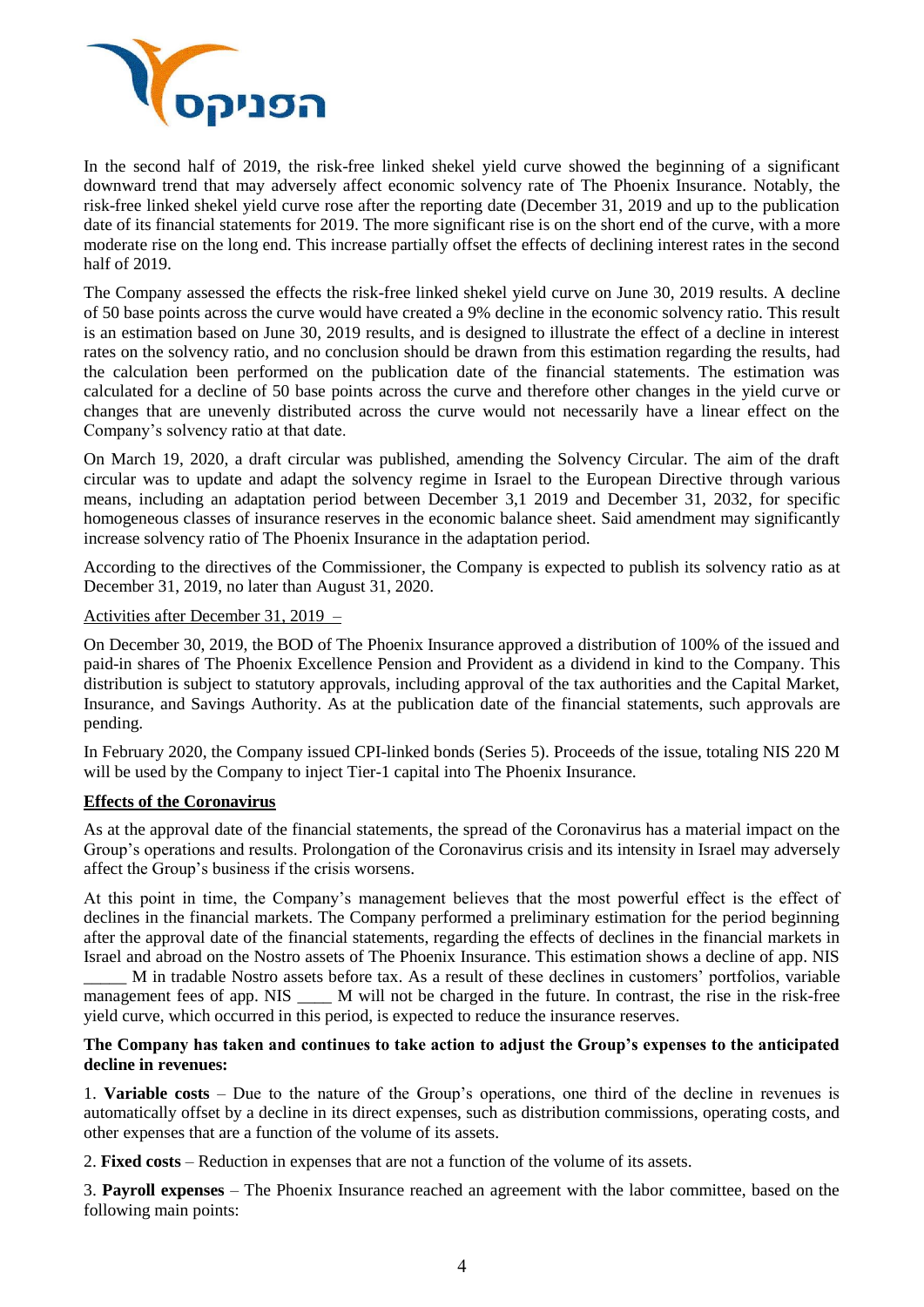In the second half of 2019, the risk-free linked shekel yield curve showed the beginning of a significant downward trend that may adversely affect economic solvency rate of The Phoenix Insurance. Notably, the risk-free linked shekel yield curve rose after the reporting date (December 31, 2019 and up to the publication date of its financial statements for 2019. The more significant rise is on the short end of the curve, with a more moderate rise on the long end. This increase partially offset the effects of declining interest rates in the second half of 2019.

The Company assessed the effects the risk-free linked shekel yield curve on June 30, 2019 results. A decline of 50 base points across the curve would have created a 9% decline in the economic solvency ratio. This result is an estimation based on June 30, 2019 results, and is designed to illustrate the effect of a decline in interest rates on the solvency ratio, and no conclusion should be drawn from this estimation regarding the results, had the calculation been performed on the publication date of the financial statements. The estimation was calculated for a decline of 50 base points across the curve and therefore other changes in the yield curve or changes that are unevenly distributed across the curve would not necessarily have a linear effect on the Company's solvency ratio at that date.

On March 19, 2020, a draft circular was published, amending the Solvency Circular. The aim of the draft circular was to update and adapt the solvency regime in Israel to the European Directive through various means, including an adaptation period between December 3,1 2019 and December 31, 2032, for specific homogeneous classes of insurance reserves in the economic balance sheet. Said amendment may significantly increase solvency ratio of The Phoenix Insurance in the adaptation period.

According to the directives of the Commissioner, the Company is expected to publish its solvency ratio as at December 31, 2019, no later than August 31, 2020.

Activities after December 31, 2019 –

On December 30, 2019, the BOD of The Phoenix Insurance approved a distribution of 100% of the issued and paid-in shares of The Phoenix Excellence Pension and Provident as a dividend in kind to the Company. This distribution is subject to statutory approvals, including approval of the tax authorities and the Capital Market, Insurance, and Savings Authority. As at the publication date of the financial statements, such approvals are pending.

In February 2020, the Company issued CPI-linked bonds (Series 5). Proceeds of the issue, totaling NIS 220 M will be used by the Company to inject Tier-1 capital into The Phoenix Insurance.

**Effects of the Coronavirus**

As at the approval date of the financial statements, the spread of the Coronavirus has a material impact on the Group's operations and results. Prolongation of the Coronavirus crisis and its intensity in Israel may adversely affect the Group's business if the crisis worsens.

At this point in time, the Company's management believes that the most powerful effect is the effect of declines in the financial markets. The Company performed a preliminary estimation for the period beginning after the approval date of the financial statements, regarding the effects of declines in the financial markets in Israel and abroad on the Nostro assets of The Phoenix Insurance. This estimation shows a decline of app. NIS _____ M in tradable Nostro assets before tax. As a result of these declines in customers' portfolios, variable management fees of app. NIS ____ M will not be charged in the future. In contrast, the rise in the risk-free yield curve, which occurred in this period, is expected to reduce the insurance reserves.

**The Company has taken and continues to take action to adjust the Group's expenses to the anticipated decline in revenues:**

1. **Variable costs** – Due to the nature of the Group's operations, one third of the decline in revenues is automatically offset by a decline in its direct expenses, such as distribution commissions, operating costs, and other expenses that are a function of the volume of its assets.

2. **Fixed costs** – Reduction in expenses that are not a function of the volume of its assets.

3. **Payroll expenses** – The Phoenix Insurance reached an agreement with the labor committee, based on the following main points: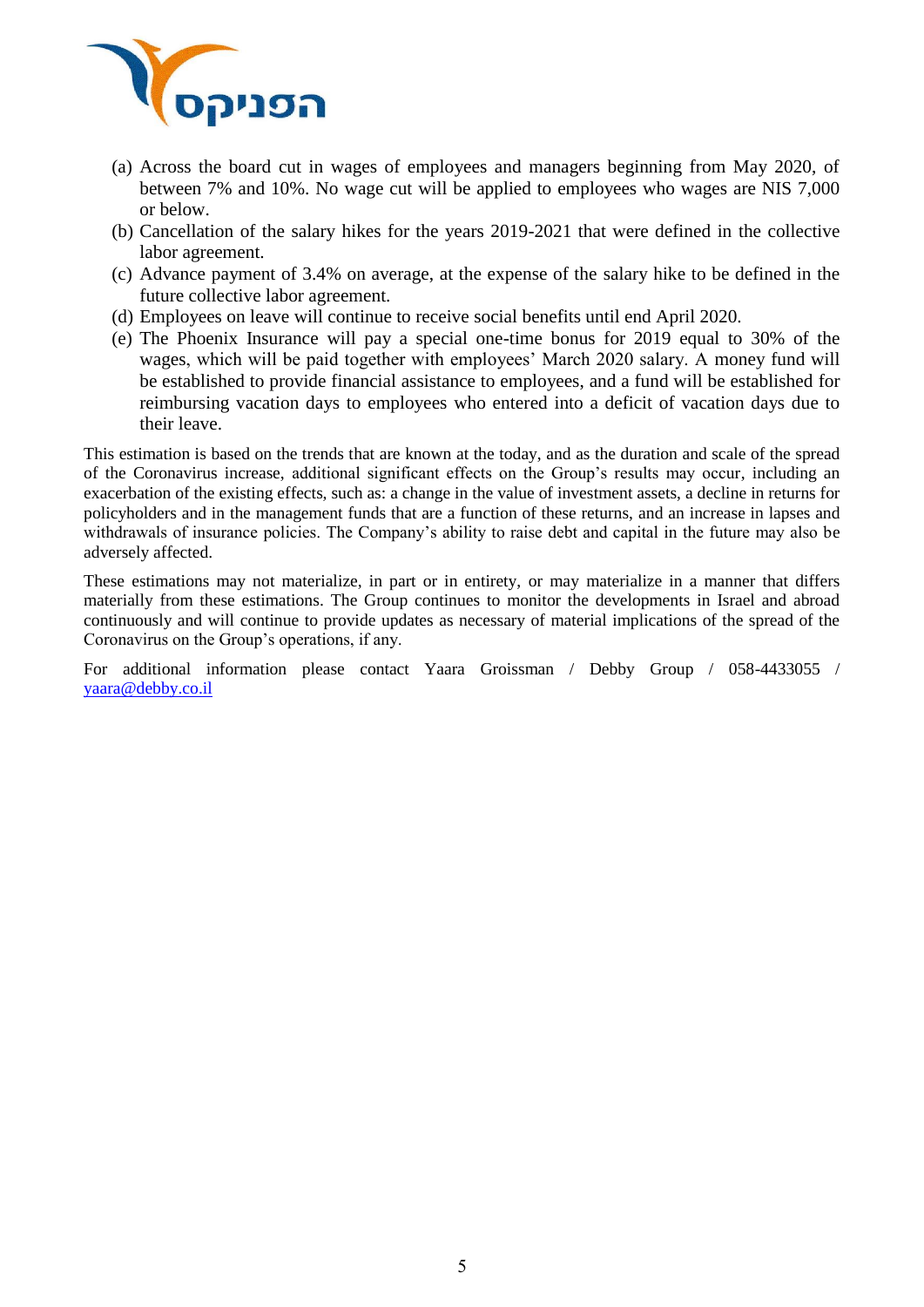(a) Across the board cut in wages of employees and managers beginning from May 2020, of between 7% and 10%. No wage cut will be applied to employees who wages are NIS 7,000 or below.
(b) Cancellation of the salary hikes for the years 2019-2021 that were defined in the collective labor agreement.
(c) Advance payment of 3.4% on average, at the expense of the salary hike to be defined in the future collective labor agreement.
(d) Employees on leave will continue to receive social benefits until end April 2020.
(e) The Phoenix Insurance will pay a special one-time bonus for 2019 equal to 30% of the wages, which will be paid together with employees' March 2020 salary. A money fund will be established to provide financial assistance to employees, and a fund will be established for reimbursing vacation days to employees who entered into a deficit of vacation days due to their leave.

This estimation is based on the trends that are known at the today, and as the duration and scale of the spread of the Coronavirus increase, additional significant effects on the Group's results may occur, including an exacerbation of the existing effects, such as: a change in the value of investment assets, a decline in returns for policyholders and in the management funds that are a function of these returns, and an increase in lapses and withdrawals of insurance policies. The Company's ability to raise debt and capital in the future may also be adversely affected.

These estimations may not materialize, in part or in entirety, or may materialize in a manner that differs materially from these estimations. The Group continues to monitor the developments in Israel and abroad continuously and will continue to provide updates as necessary of material implications of the spread of the Coronavirus on the Group's operations, if any.

For additional information please contact Yaara Groissman / Debby Group / 058-4433055 / yaara@debby.co.il